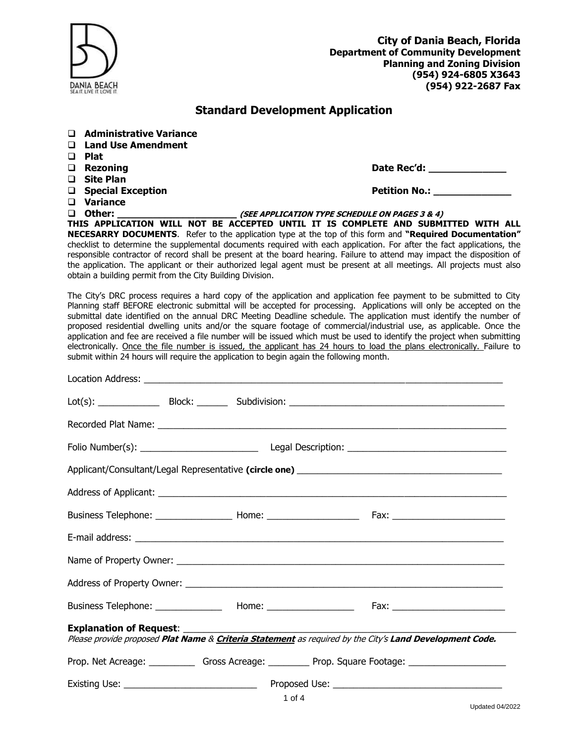**City of Dania Beach, Florida**
**Department of Community Development**
**Planning and Zoning Division**
**(954) 924-6805 X3643**
**(954) 922-2687 Fax**

# Standard Development Application

- ☐ **Administrative Variance**
- ☐ **Land Use Amendment**
- ☐ **Plat**
- ☐ **Rezoning**
- ☐ **Site Plan**
- ☐ **Special Exception**
- ☐ **Variance**
- ☐ **Other: ______________________** ***(SEE APPLICATION TYPE SCHEDULE ON PAGES 3 & 4)***

**Date Rec'd: _____________**

**Petition No.: _____________**

**THIS APPLICATION WILL NOT BE ACCEPTED UNTIL IT IS COMPLETE AND SUBMITTED WITH ALL NECESARRY DOCUMENTS**. Refer to the application type at the top of this form and **"Required Documentation"** checklist to determine the supplemental documents required with each application. For after the fact applications, the responsible contractor of record shall be present at the board hearing. Failure to attend may impact the disposition of the application. The applicant or their authorized legal agent must be present at all meetings. All projects must also obtain a building permit from the City Building Division.

The City's DRC process requires a hard copy of the application and application fee payment to be submitted to City Planning staff BEFORE electronic submittal will be accepted for processing. Applications will only be accepted on the submittal date identified on the annual DRC Meeting Deadline schedule. The application must identify the number of proposed residential dwelling units and/or the square footage of commercial/industrial use, as applicable. Once the application and fee are received a file number will be issued which must be used to identify the project when submitting electronically. Once the file number is issued, the applicant has 24 hours to load the plans electronically. Failure to submit within 24 hours will require the application to begin again the following month.

Location Address: ______________________________________________________________________

Lot(s): ____________ Block: ______ Subdivision: ___________________________________________

Recorded Plat Name: ____________________________________________________________________

Folio Number(s): ______________________ Legal Description: ______________________________

Applicant/Consultant/Legal Representative **(circle one)** ________________________________________

Address of Applicant: ___________________________________________________________________

Business Telephone: _______________ Home: _________________ Fax: _____________________

E-mail address: _________________________________________________________________________

Name of Property Owner: ________________________________________________________________

Address of Property Owner: ______________________________________________________________

Business Telephone: _____________ Home: ________________ Fax: _____________________

**Explanation of Request**: ______________________________________________________________

*Please provide proposed **Plat Name** & **Criteria Statement** as required by the City's **Land Development Code.***

Prop. Net Acreage: _________ Gross Acreage: ________ Prop. Square Footage: ___________________

Existing Use: __________________________ Proposed Use: _________________________________

Updated 04/2022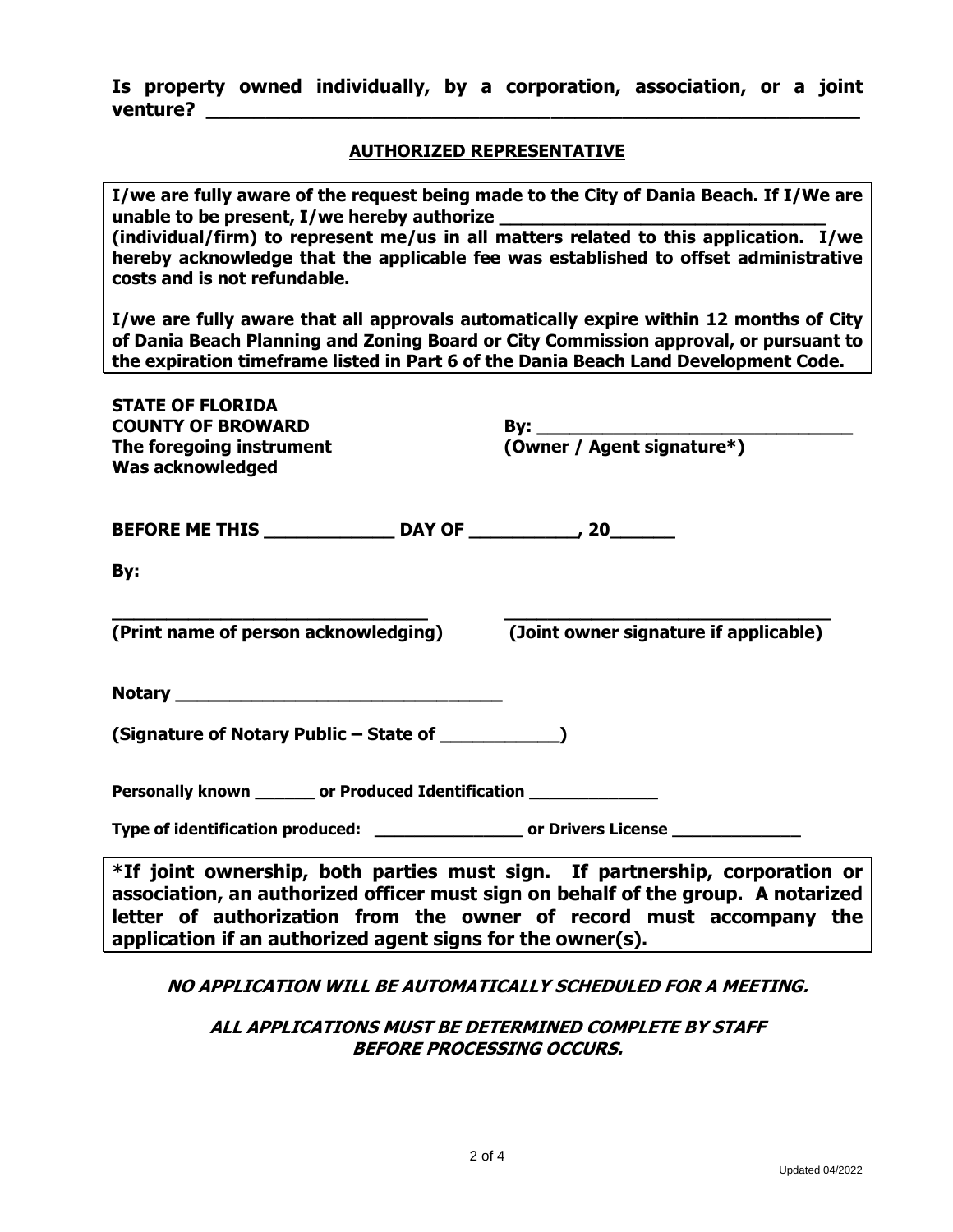**Is property owned individually, by a corporation, association, or a joint venture? ______________________________________________________**

## AUTHORIZED REPRESENTATIVE

**I/we are fully aware of the request being made to the City of Dania Beach. If I/We are unable to be present, I/we hereby authorize _____________________________ (individual/firm) to represent me/us in all matters related to this application. I/we hereby acknowledge that the applicable fee was established to offset administrative costs and is not refundable.**

**I/we are fully aware that all approvals automatically expire within 12 months of City of Dania Beach Planning and Zoning Board or City Commission approval, or pursuant to the expiration timeframe listed in Part 6 of the Dania Beach Land Development Code.**

**STATE OF FLORIDA**
**COUNTY OF BROWARD**
**The foregoing instrument**
**Was acknowledged**

**By: _____________________________**
**(Owner / Agent signature*)**

**BEFORE ME THIS ____________ DAY OF __________, 20______**

**By:**

**_____________________________**
**(Print name of person acknowledging)**

**_____________________________**
**(Joint owner signature if applicable)**

**Notary _____________________________**

**(Signature of Notary Public – State of ___________)**

**Personally known ______ or Produced Identification _____________**

**Type of identification produced: _______________ or Drivers License _____________**

**\*If joint ownership, both parties must sign. If partnership, corporation or association, an authorized officer must sign on behalf of the group. A notarized letter of authorization from the owner of record must accompany the application if an authorized agent signs for the owner(s).**

***NO APPLICATION WILL BE AUTOMATICALLY SCHEDULED FOR A MEETING.***

***ALL APPLICATIONS MUST BE DETERMINED COMPLETE BY STAFF BEFORE PROCESSING OCCURS.***

Updated 04/2022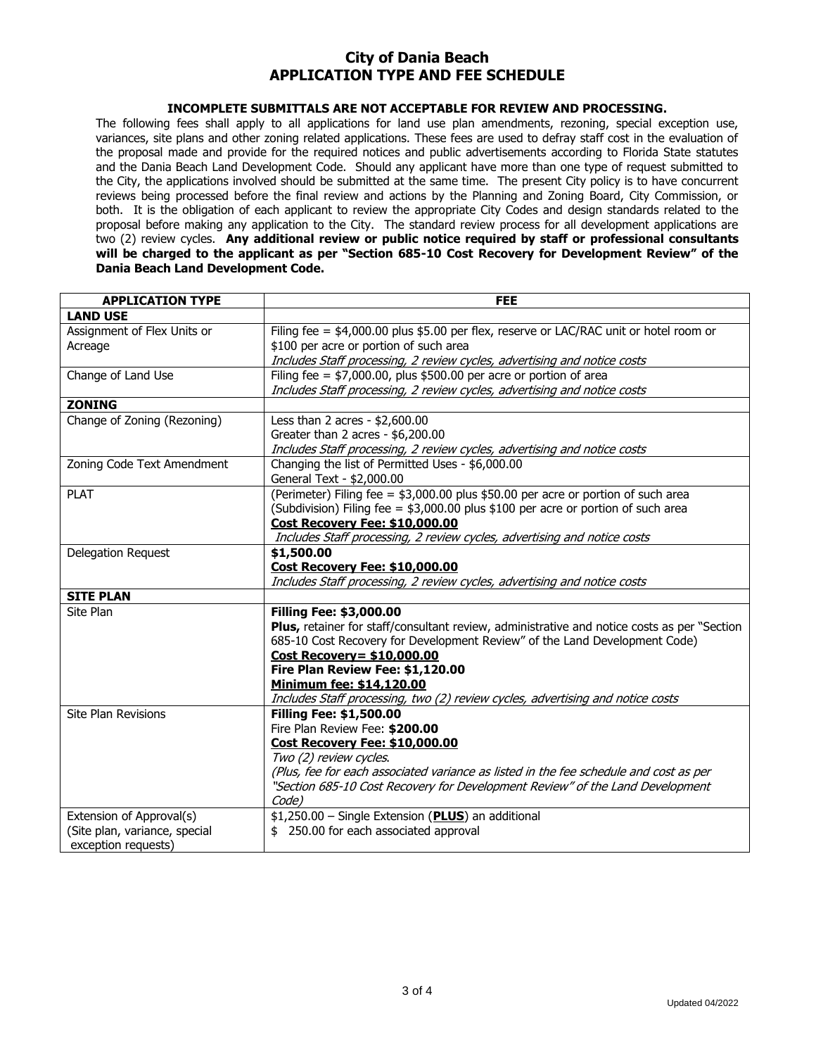# City of Dania Beach
## APPLICATION TYPE AND FEE SCHEDULE

**INCOMPLETE SUBMITTALS ARE NOT ACCEPTABLE FOR REVIEW AND PROCESSING.**

The following fees shall apply to all applications for land use plan amendments, rezoning, special exception use, variances, site plans and other zoning related applications. These fees are used to defray staff cost in the evaluation of the proposal made and provide for the required notices and public advertisements according to Florida State statutes and the Dania Beach Land Development Code. Should any applicant have more than one type of request submitted to the City, the applications involved should be submitted at the same time. The present City policy is to have concurrent reviews being processed before the final review and actions by the Planning and Zoning Board, City Commission, or both. It is the obligation of each applicant to review the appropriate City Codes and design standards related to the proposal before making any application to the City. The standard review process for all development applications are two (2) review cycles. **Any additional review or public notice required by staff or professional consultants will be charged to the applicant as per "Section 685-10 Cost Recovery for Development Review" of the Dania Beach Land Development Code.**

| APPLICATION TYPE | FEE |
|---|---|
| **LAND USE** | |
| Assignment of Flex Units or Acreage | Filing fee = $4,000.00 plus $5.00 per flex, reserve or LAC/RAC unit or hotel room or $100 per acre or portion of such area<br>*Includes Staff processing, 2 review cycles, advertising and notice costs* |
| Change of Land Use | Filing fee = $7,000.00, plus $500.00 per acre or portion of area<br>*Includes Staff processing, 2 review cycles, advertising and notice costs* |
| **ZONING** | |
| Change of Zoning (Rezoning) | Less than 2 acres - $2,600.00<br>Greater than 2 acres - $6,200.00<br>*Includes Staff processing, 2 review cycles, advertising and notice costs* |
| Zoning Code Text Amendment | Changing the list of Permitted Uses - $6,000.00<br>General Text - $2,000.00 |
| PLAT | (Perimeter) Filing fee = $3,000.00 plus $50.00 per acre or portion of such area<br>(Subdivision) Filing fee = $3,000.00 plus $100 per acre or portion of such area<br>**Cost Recovery Fee: $10,000.00**<br>*Includes Staff processing, 2 review cycles, advertising and notice costs* |
| Delegation Request | **$1,500.00**<br>**Cost Recovery Fee: $10,000.00**<br>*Includes Staff processing, 2 review cycles, advertising and notice costs* |
| **SITE PLAN** | |
| Site Plan | **Filling Fee: $3,000.00**<br>**Plus,** retainer for staff/consultant review, administrative and notice costs as per "Section 685-10 Cost Recovery for Development Review" of the Land Development Code)<br>**Cost Recovery= $10,000.00**<br>**Fire Plan Review Fee: $1,120.00**<br>**Minimum fee: $14,120.00**<br>*Includes Staff processing, two (2) review cycles, advertising and notice costs* |
| Site Plan Revisions | **Filling Fee: $1,500.00**<br>Fire Plan Review Fee: **$200.00**<br>**Cost Recovery Fee: $10,000.00**<br>*Two (2) review cycles.*<br>*(Plus, fee for each associated variance as listed in the fee schedule and cost as per "Section 685-10 Cost Recovery for Development Review" of the Land Development Code)* |
| Extension of Approval(s) (Site plan, variance, special exception requests) | $1,250.00 – Single Extension (**PLUS**) an additional<br>$ 250.00 for each associated approval |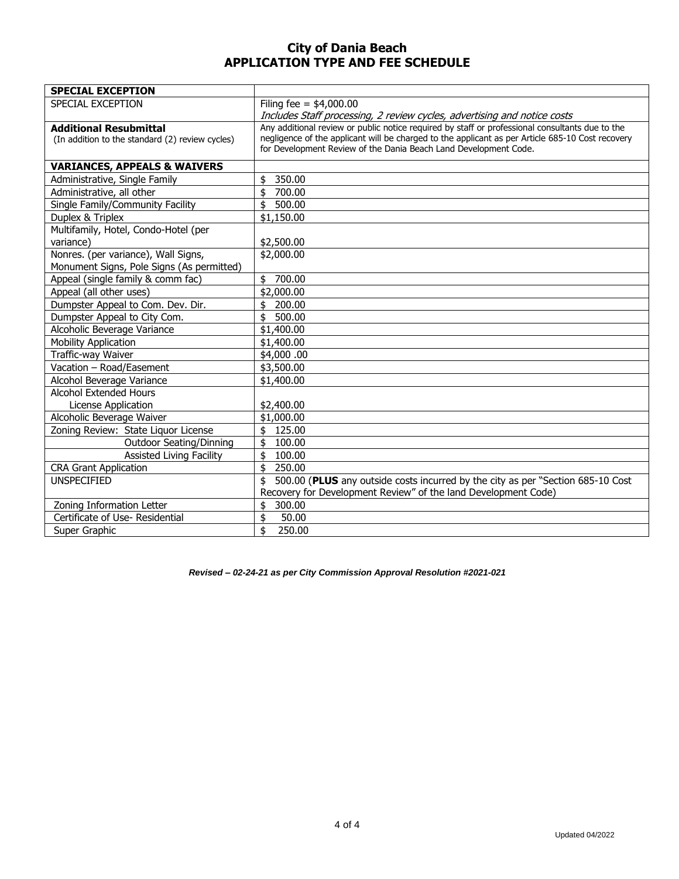# City of Dania Beach
# APPLICATION TYPE AND FEE SCHEDULE

| | |
|---|---|
| **SPECIAL EXCEPTION** | |
| SPECIAL EXCEPTION | Filing fee = $4,000.00<br>*Includes Staff processing, 2 review cycles, advertising and notice costs* |
| **Additional Resubmittal**<br>(In addition to the standard (2) review cycles) | Any additional review or public notice required by staff or professional consultants due to the negligence of the applicant will be charged to the applicant as per Article 685-10 Cost recovery for Development Review of the Dania Beach Land Development Code. |
| **VARIANCES, APPEALS & WAIVERS** | |
| Administrative, Single Family | $ 350.00 |
| Administrative, all other | $ 700.00 |
| Single Family/Community Facility | $ 500.00 |
| Duplex & Triplex | $1,150.00 |
| Multifamily, Hotel, Condo-Hotel (per variance) | $2,500.00 |
| Nonres. (per variance), Wall Signs, Monument Signs, Pole Signs (As permitted) | $2,000.00 |
| Appeal (single family & comm fac) | $ 700.00 |
| Appeal (all other uses) | $2,000.00 |
| Dumpster Appeal to Com. Dev. Dir. | $ 200.00 |
| Dumpster Appeal to City Com. | $ 500.00 |
| Alcoholic Beverage Variance | $1,400.00 |
| Mobility Application | $1,400.00 |
| Traffic-way Waiver | $4,000 .00 |
| Vacation – Road/Easement | $3,500.00 |
| Alcohol Beverage Variance | $1,400.00 |
| Alcohol Extended Hours License Application | $2,400.00 |
| Alcoholic Beverage Waiver | $1,000.00 |
| Zoning Review: State Liquor License | $ 125.00 |
| Outdoor Seating/Dinning | $ 100.00 |
| Assisted Living Facility | $ 100.00 |
| CRA Grant Application | $ 250.00 |
| UNSPECIFIED | $ 500.00 (**PLUS** any outside costs incurred by the city as per "Section 685-10 Cost Recovery for Development Review" of the land Development Code) |
| Zoning Information Letter | $ 300.00 |
| Certificate of Use- Residential | $ 50.00 |
| Super Graphic | $ 250.00 |

***Revised – 02-24-21 as per City Commission Approval Resolution #2021-021***

Updated 04/2022